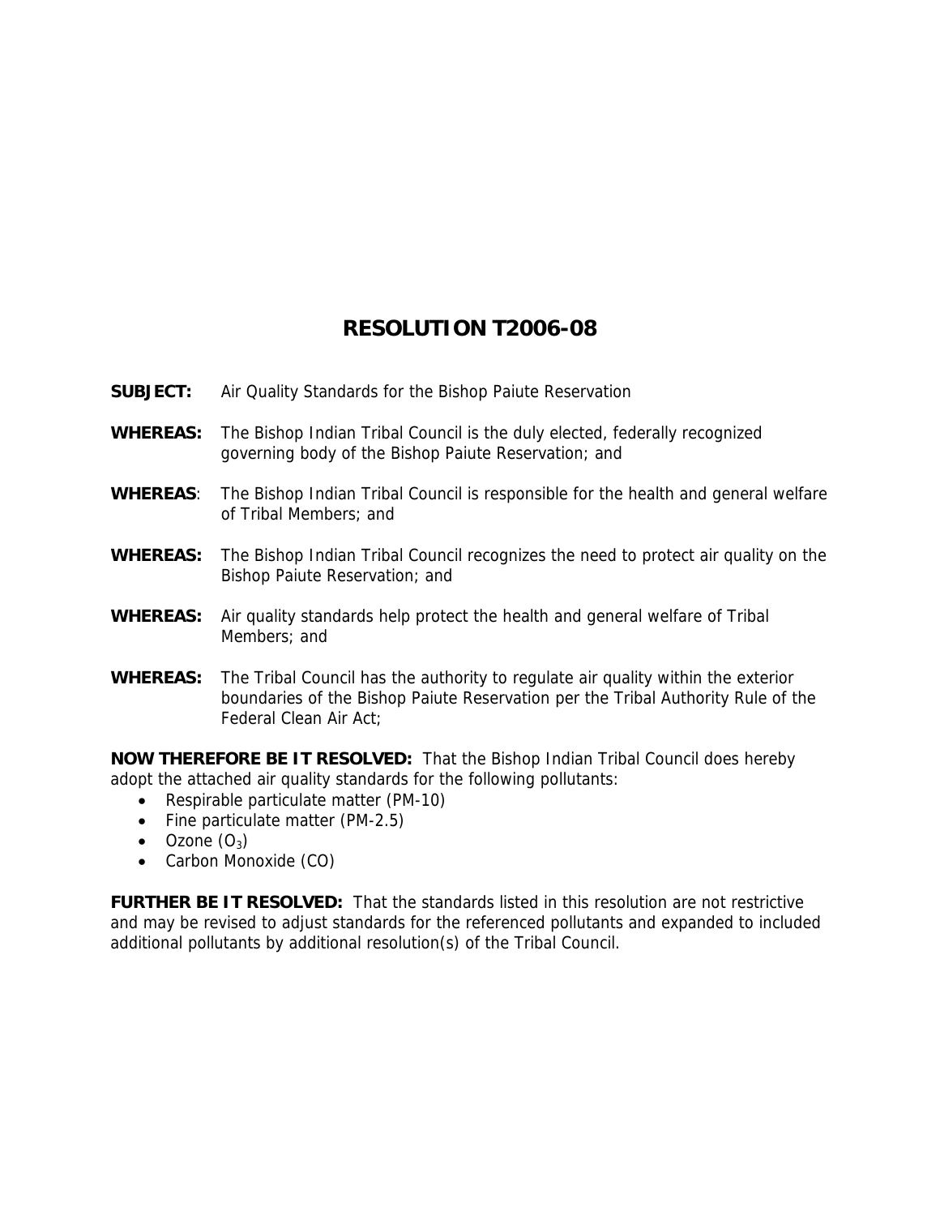# RESOLUTION T2006-08

**SUBJECT:** Air Quality Standards for the Bishop Paiute Reservation

**WHEREAS:** The Bishop Indian Tribal Council is the duly elected, federally recognized governing body of the Bishop Paiute Reservation; and

**WHEREAS**: The Bishop Indian Tribal Council is responsible for the health and general welfare of Tribal Members; and

**WHEREAS:** The Bishop Indian Tribal Council recognizes the need to protect air quality on the Bishop Paiute Reservation; and

**WHEREAS:** Air quality standards help protect the health and general welfare of Tribal Members; and

**WHEREAS:** The Tribal Council has the authority to regulate air quality within the exterior boundaries of the Bishop Paiute Reservation per the Tribal Authority Rule of the Federal Clean Air Act;

**NOW THEREFORE BE IT RESOLVED:** That the Bishop Indian Tribal Council does hereby adopt the attached air quality standards for the following pollutants:

- Respirable particulate matter (PM-10)
- Fine particulate matter (PM-2.5)
- Ozone ($O_3$)
- Carbon Monoxide (CO)

**FURTHER BE IT RESOLVED:** That the standards listed in this resolution are not restrictive and may be revised to adjust standards for the referenced pollutants and expanded to included additional pollutants by additional resolution(s) of the Tribal Council.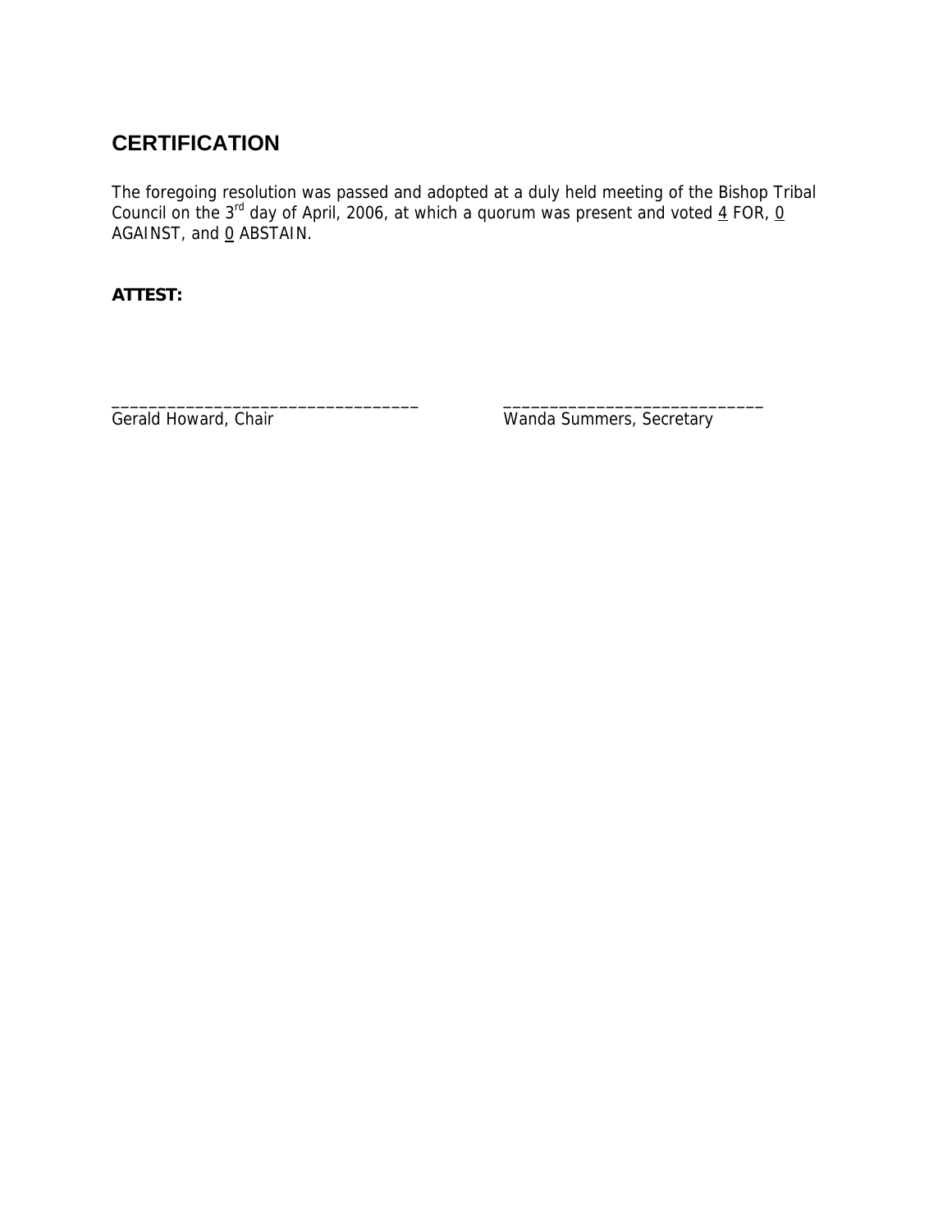## CERTIFICATION

The foregoing resolution was passed and adopted at a duly held meeting of the Bishop Tribal Council on the 3rd day of April, 2006, at which a quorum was present and voted 4 FOR, 0 AGAINST, and 0 ABSTAIN.

**ATTEST:**

_________________________________
Gerald Howard, Chair

____________________________
Wanda Summers, Secretary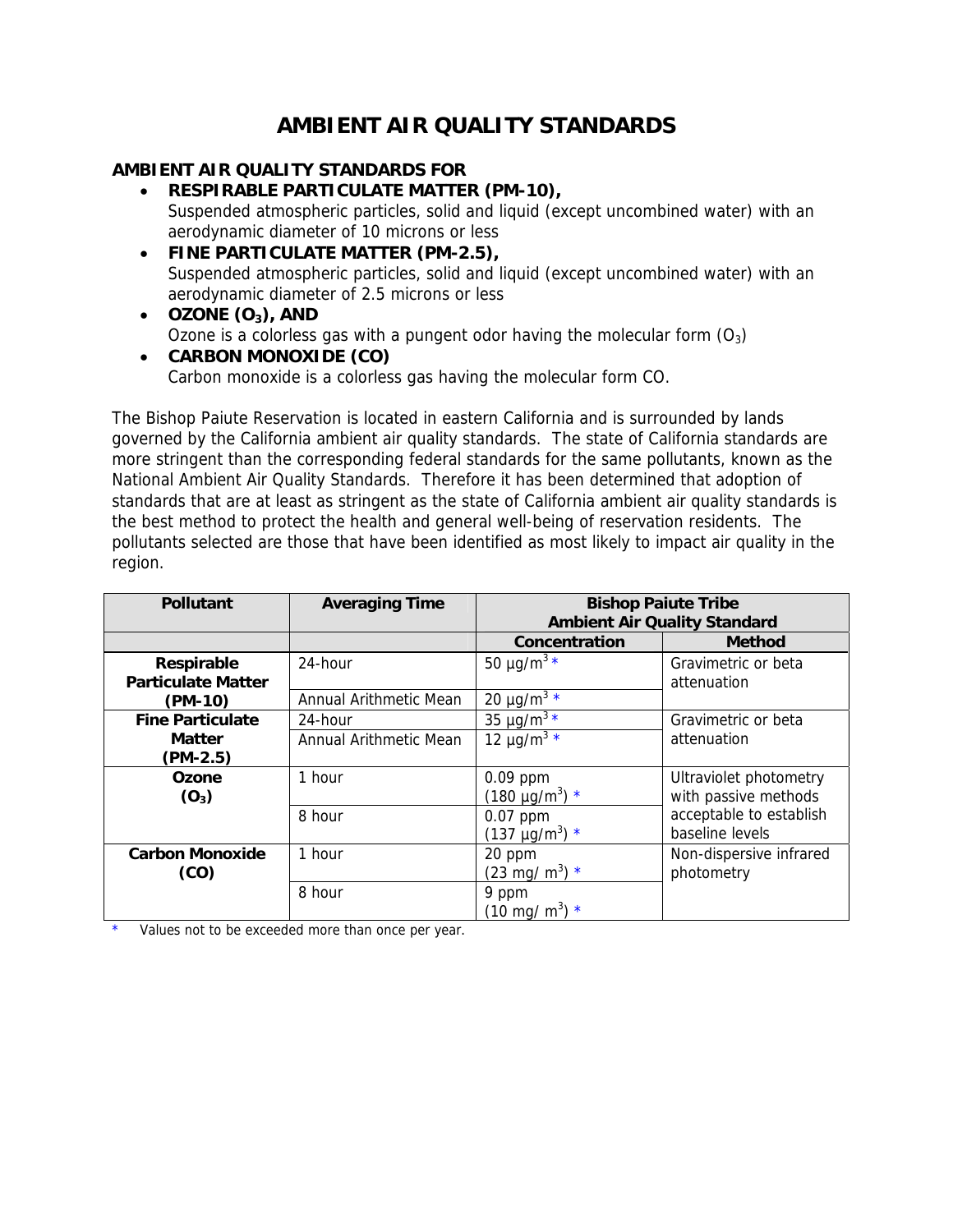# AMBIENT AIR QUALITY STANDARDS

**AMBIENT AIR QUALITY STANDARDS FOR**

- **RESPIRABLE PARTICULATE MATTER (PM-10),**
  Suspended atmospheric particles, solid and liquid (except uncombined water) with an aerodynamic diameter of 10 microns or less
- **FINE PARTICULATE MATTER (PM-2.5),**
  Suspended atmospheric particles, solid and liquid (except uncombined water) with an aerodynamic diameter of 2.5 microns or less
- **OZONE ($O_3$), AND**
  Ozone is a colorless gas with a pungent odor having the molecular form ($O_3$)
- **CARBON MONOXIDE (CO)**
  Carbon monoxide is a colorless gas having the molecular form CO.

The Bishop Paiute Reservation is located in eastern California and is surrounded by lands governed by the California ambient air quality standards. The state of California standards are more stringent than the corresponding federal standards for the same pollutants, known as the National Ambient Air Quality Standards. Therefore it has been determined that adoption of standards that are at least as stringent as the state of California ambient air quality standards is the best method to protect the health and general well-being of reservation residents. The pollutants selected are those that have been identified as most likely to impact air quality in the region.

| Pollutant | Averaging Time | Bishop Paiute Tribe Ambient Air Quality Standard | |
|---|---|---|---|
| | | **Concentration** | **Method** |
| **Respirable Particulate Matter (PM-10)** | 24-hour | 50 $\mu g/m^3$ * | Gravimetric or beta attenuation |
| | Annual Arithmetic Mean | 20 $\mu g/m^3$ * | |
| **Fine Particulate Matter (PM-2.5)** | 24-hour | 35 $\mu g/m^3$ * | Gravimetric or beta attenuation |
| | Annual Arithmetic Mean | 12 $\mu g/m^3$ * | |
| **Ozone ($O_3$)** | 1 hour | 0.09 ppm (180 $\mu g/m^3$) * | Ultraviolet photometry with passive methods acceptable to establish baseline levels |
| | 8 hour | 0.07 ppm (137 $\mu g/m^3$) * | |
| **Carbon Monoxide (CO)** | 1 hour | 20 ppm (23 mg/ $m^3$) * | Non-dispersive infrared photometry |
| | 8 hour | 9 ppm (10 mg/ $m^3$) * | |

\* Values not to be exceeded more than once per year.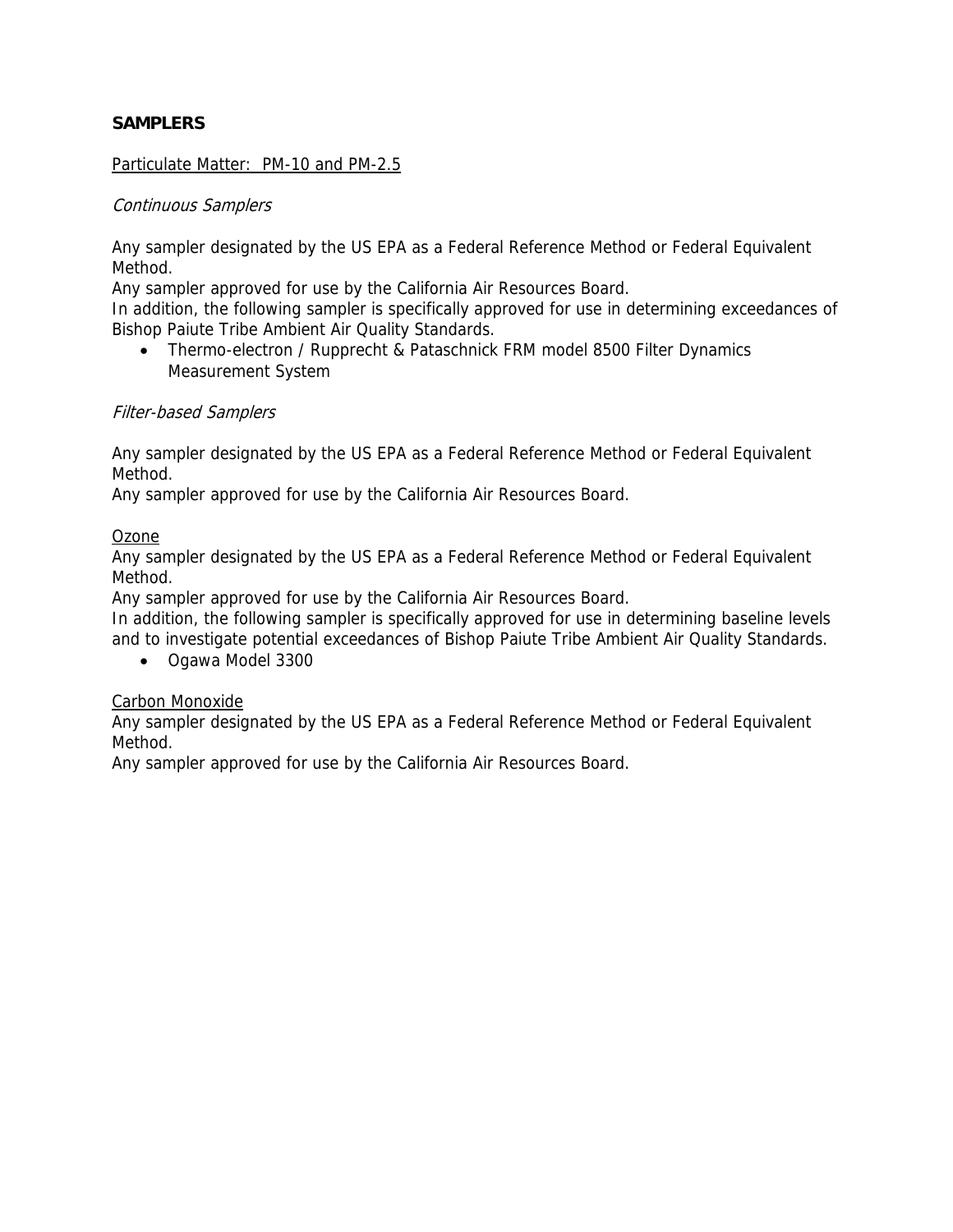## SAMPLERS

### Particulate Matter: PM-10 and PM-2.5

*Continuous Samplers*

Any sampler designated by the US EPA as a Federal Reference Method or Federal Equivalent Method.
Any sampler approved for use by the California Air Resources Board.
In addition, the following sampler is specifically approved for use in determining exceedances of Bishop Paiute Tribe Ambient Air Quality Standards.

- Thermo-electron / Rupprecht & Pataschnick FRM model 8500 Filter Dynamics Measurement System

*Filter-based Samplers*

Any sampler designated by the US EPA as a Federal Reference Method or Federal Equivalent Method.
Any sampler approved for use by the California Air Resources Board.

### Ozone

Any sampler designated by the US EPA as a Federal Reference Method or Federal Equivalent Method.
Any sampler approved for use by the California Air Resources Board.
In addition, the following sampler is specifically approved for use in determining baseline levels and to investigate potential exceedances of Bishop Paiute Tribe Ambient Air Quality Standards.

- Ogawa Model 3300

### Carbon Monoxide

Any sampler designated by the US EPA as a Federal Reference Method or Federal Equivalent Method.
Any sampler approved for use by the California Air Resources Board.